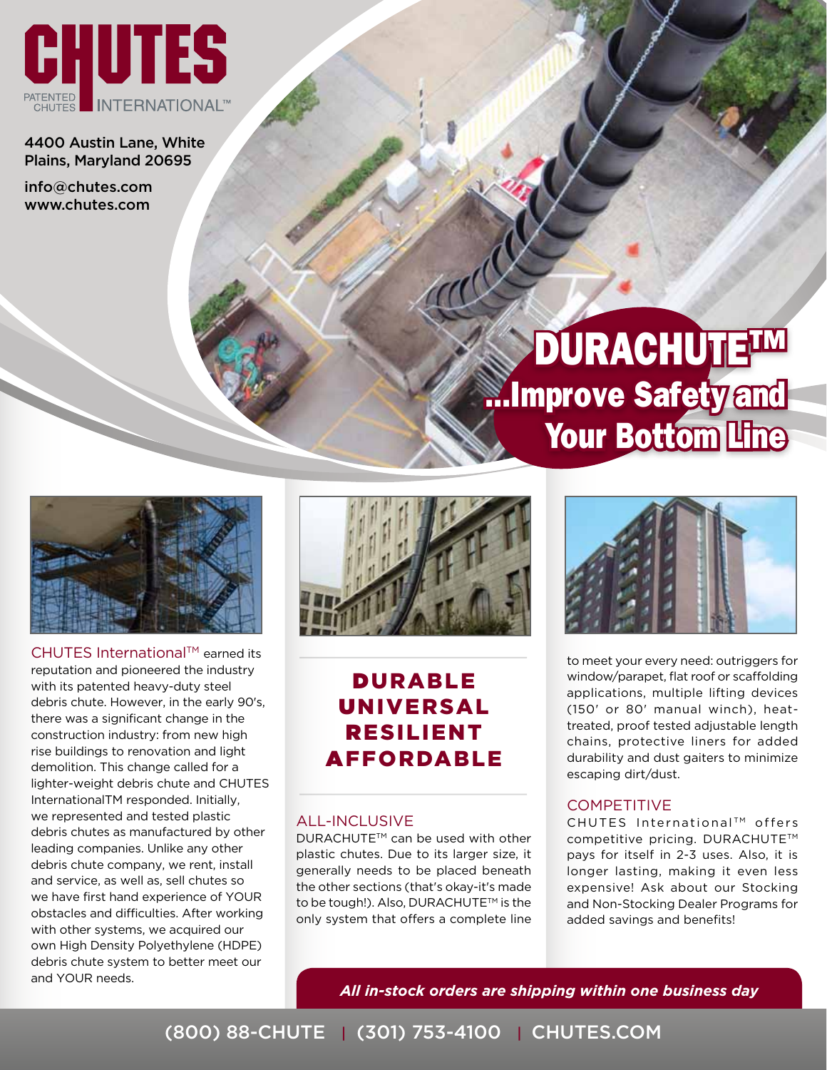# CHUTES

PATENTED CHUTES INTERNATIONAL™

4400 Austin Lane, White Plains, Maryland 20695

info@chutes.com
www.chutes.com

# DURACHUTE™

## ...Improve Safety and Your Bottom Line

CHUTES International™ earned its reputation and pioneered the industry with its patented heavy-duty steel debris chute. However, in the early 90's, there was a significant change in the construction industry: from new high rise buildings to renovation and light demolition. This change called for a lighter-weight debris chute and CHUTES InternationalTM responded. Initially, we represented and tested plastic debris chutes as manufactured by other leading companies. Unlike any other debris chute company, we rent, install and service, as well as, sell chutes so we have first hand experience of YOUR obstacles and difficulties. After working with other systems, we acquired our own High Density Polyethylene (HDPE) debris chute system to better meet our and YOUR needs.

## DURABLE UNIVERSAL RESILIENT AFFORDABLE

### ALL-INCLUSIVE

DURACHUTE™ can be used with other plastic chutes. Due to its larger size, it generally needs to be placed beneath the other sections (that's okay-it's made to be tough!). Also, DURACHUTE™ is the only system that offers a complete line to meet your every need: outriggers for window/parapet, flat roof or scaffolding applications, multiple lifting devices (150' or 80' manual winch), heat-treated, proof tested adjustable length chains, protective liners for added durability and dust gaiters to minimize escaping dirt/dust.

### COMPETITIVE

CHUTES International™ offers competitive pricing. DURACHUTE™ pays for itself in 2-3 uses. Also, it is longer lasting, making it even less expensive! Ask about our Stocking and Non-Stocking Dealer Programs for added savings and benefits!

***All in-stock orders are shipping within one business day***

(800) 88-CHUTE | (301) 753-4100 | CHUTES.COM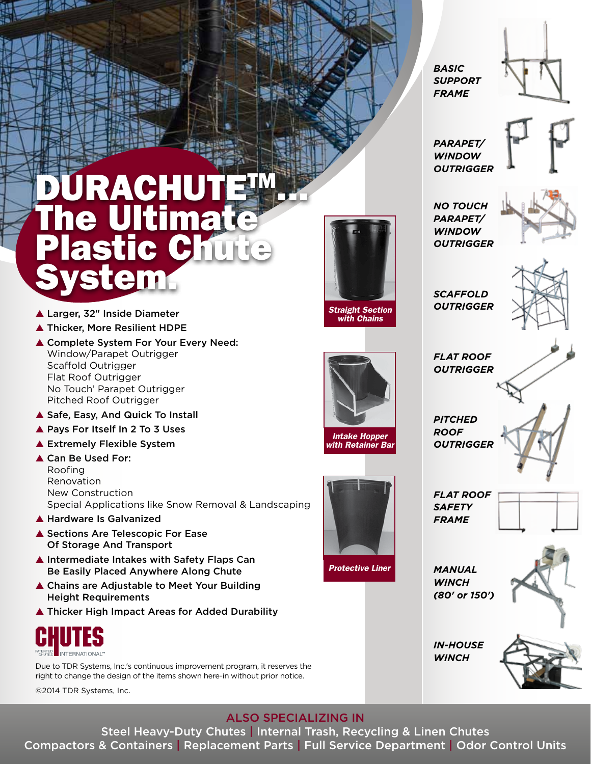# DURACHUTE™... The Ultimate Plastic Chute System.

- Larger, 32″ Inside Diameter
- Thicker, More Resilient HDPE
- Complete System For Your Every Need:
  - Window/Parapet Outrigger
  - Scaffold Outrigger
  - Flat Roof Outrigger
  - No Touch' Parapet Outrigger
  - Pitched Roof Outrigger
- Safe, Easy, And Quick To Install
- Pays For Itself In 2 To 3 Uses
- Extremely Flexible System
- Can Be Used For:
  - Roofing
  - Renovation
  - New Construction
  - Special Applications like Snow Removal & Landscaping
- Hardware Is Galvanized
- Sections Are Telescopic For Ease Of Storage And Transport
- Intermediate Intakes with Safety Flaps Can Be Easily Placed Anywhere Along Chute
- Chains are Adjustable to Meet Your Building Height Requirements
- Thicker High Impact Areas for Added Durability

*Straight Section with Chains*

*Intake Hopper with Retainer Bar*

*Protective Liner*

*BASIC SUPPORT FRAME*

*PARAPET/ WINDOW OUTRIGGER*

*NO TOUCH PARAPET/ WINDOW OUTRIGGER*

*SCAFFOLD OUTRIGGER*

*FLAT ROOF OUTRIGGER*

*PITCHED ROOF OUTRIGGER*

*FLAT ROOF SAFETY FRAME*

*MANUAL WINCH (80′ or 150′)*

*IN-HOUSE WINCH*

CHUTES INTERNATIONAL™ PATENTED CHUTES

Due to TDR Systems, Inc.'s continuous improvement program, it reserves the right to change the design of the items shown here-in without prior notice.

©2014 TDR Systems, Inc.

ALSO SPECIALIZING IN

Steel Heavy-Duty Chutes | Internal Trash, Recycling & Linen Chutes
Compactors & Containers | Replacement Parts | Full Service Department | Odor Control Units